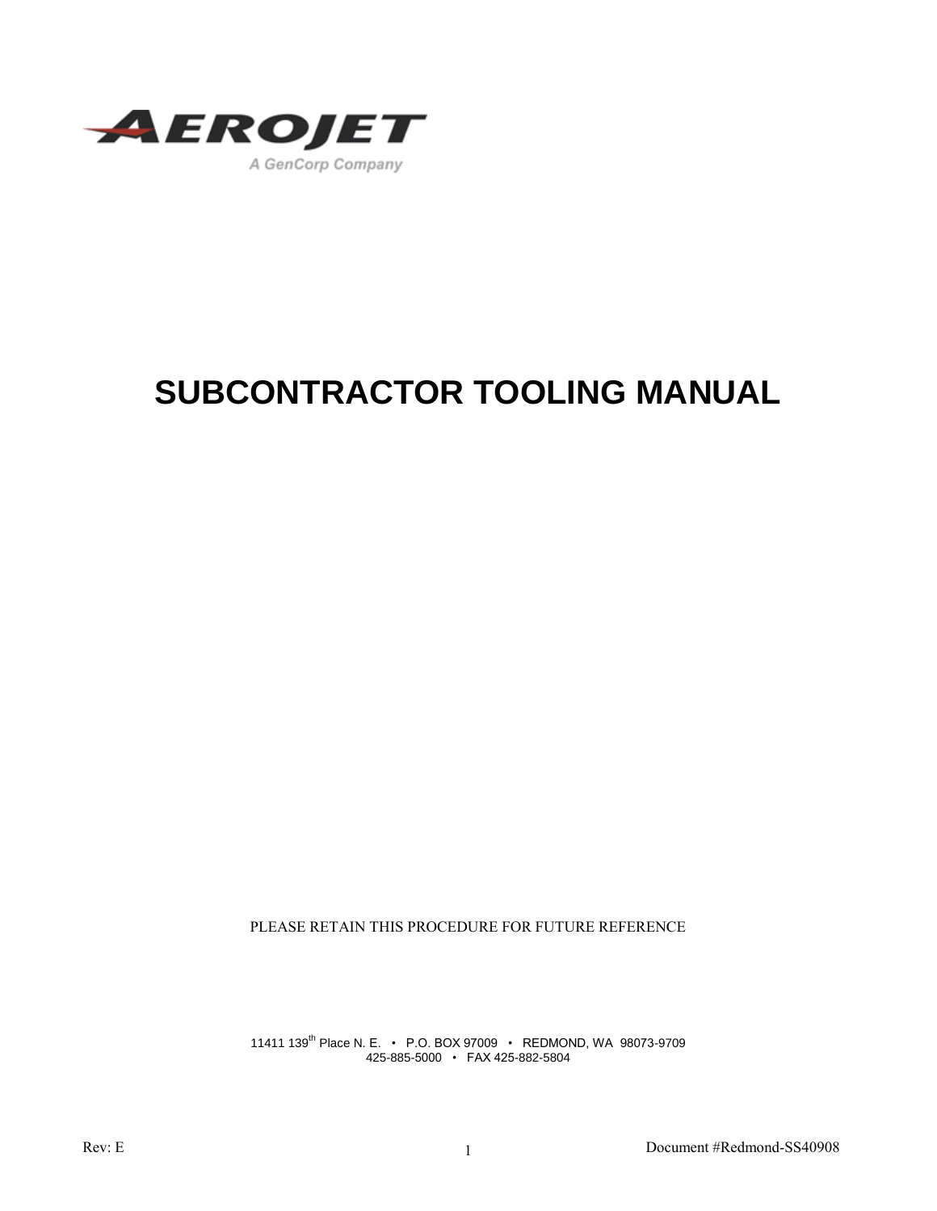AEROJET

A GenCorp Company

# SUBCONTRACTOR TOOLING MANUAL

PLEASE RETAIN THIS PROCEDURE FOR FUTURE REFERENCE

11411 139th Place N. E. • P.O. BOX 97009 • REDMOND, WA 98073-9709
425-885-5000 • FAX 425-882-5804

Rev: E

Document #Redmond-SS40908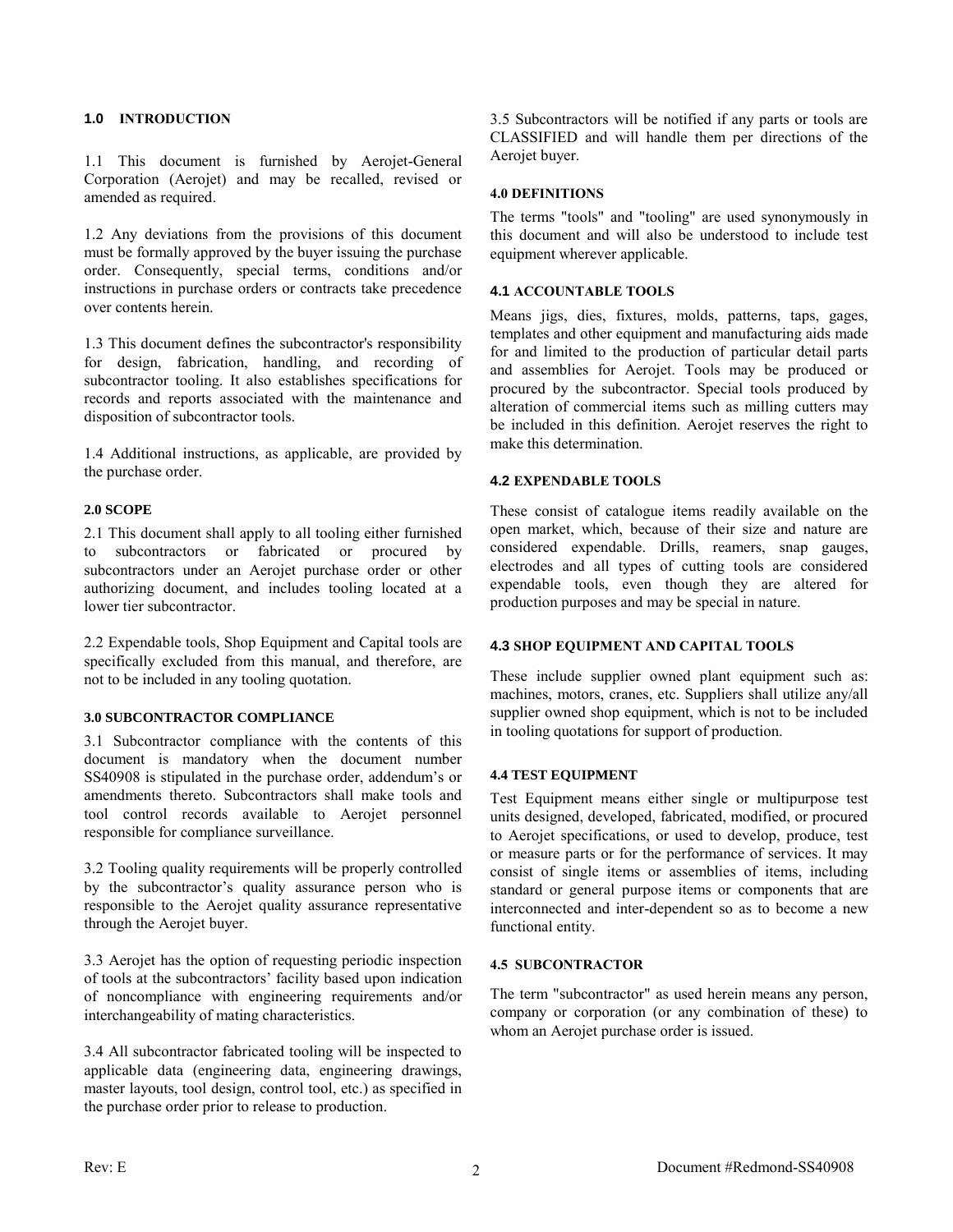## 1.0 INTRODUCTION

1.1 This document is furnished by Aerojet-General Corporation (Aerojet) and may be recalled, revised or amended as required.

1.2 Any deviations from the provisions of this document must be formally approved by the buyer issuing the purchase order. Consequently, special terms, conditions and/or instructions in purchase orders or contracts take precedence over contents herein.

1.3 This document defines the subcontractor's responsibility for design, fabrication, handling, and recording of subcontractor tooling. It also establishes specifications for records and reports associated with the maintenance and disposition of subcontractor tools.

1.4 Additional instructions, as applicable, are provided by the purchase order.

## 2.0 SCOPE

2.1 This document shall apply to all tooling either furnished to subcontractors or fabricated or procured by subcontractors under an Aerojet purchase order or other authorizing document, and includes tooling located at a lower tier subcontractor.

2.2 Expendable tools, Shop Equipment and Capital tools are specifically excluded from this manual, and therefore, are not to be included in any tooling quotation.

## 3.0 SUBCONTRACTOR COMPLIANCE

3.1 Subcontractor compliance with the contents of this document is mandatory when the document number SS40908 is stipulated in the purchase order, addendum's or amendments thereto. Subcontractors shall make tools and tool control records available to Aerojet personnel responsible for compliance surveillance.

3.2 Tooling quality requirements will be properly controlled by the subcontractor's quality assurance person who is responsible to the Aerojet quality assurance representative through the Aerojet buyer.

3.3 Aerojet has the option of requesting periodic inspection of tools at the subcontractors' facility based upon indication of noncompliance with engineering requirements and/or interchangeability of mating characteristics.

3.4 All subcontractor fabricated tooling will be inspected to applicable data (engineering data, engineering drawings, master layouts, tool design, control tool, etc.) as specified in the purchase order prior to release to production.

3.5 Subcontractors will be notified if any parts or tools are CLASSIFIED and will handle them per directions of the Aerojet buyer.

## 4.0 DEFINITIONS

The terms "tools" and "tooling" are used synonymously in this document and will also be understood to include test equipment wherever applicable.

### 4.1 ACCOUNTABLE TOOLS

Means jigs, dies, fixtures, molds, patterns, taps, gages, templates and other equipment and manufacturing aids made for and limited to the production of particular detail parts and assemblies for Aerojet. Tools may be produced or procured by the subcontractor. Special tools produced by alteration of commercial items such as milling cutters may be included in this definition. Aerojet reserves the right to make this determination.

### 4.2 EXPENDABLE TOOLS

These consist of catalogue items readily available on the open market, which, because of their size and nature are considered expendable. Drills, reamers, snap gauges, electrodes and all types of cutting tools are considered expendable tools, even though they are altered for production purposes and may be special in nature.

### 4.3 SHOP EQUIPMENT AND CAPITAL TOOLS

These include supplier owned plant equipment such as: machines, motors, cranes, etc. Suppliers shall utilize any/all supplier owned shop equipment, which is not to be included in tooling quotations for support of production.

### 4.4 TEST EQUIPMENT

Test Equipment means either single or multipurpose test units designed, developed, fabricated, modified, or procured to Aerojet specifications, or used to develop, produce, test or measure parts or for the performance of services. It may consist of single items or assemblies of items, including standard or general purpose items or components that are interconnected and inter-dependent so as to become a new functional entity.

### 4.5 SUBCONTRACTOR

The term "subcontractor" as used herein means any person, company or corporation (or any combination of these) to whom an Aerojet purchase order is issued.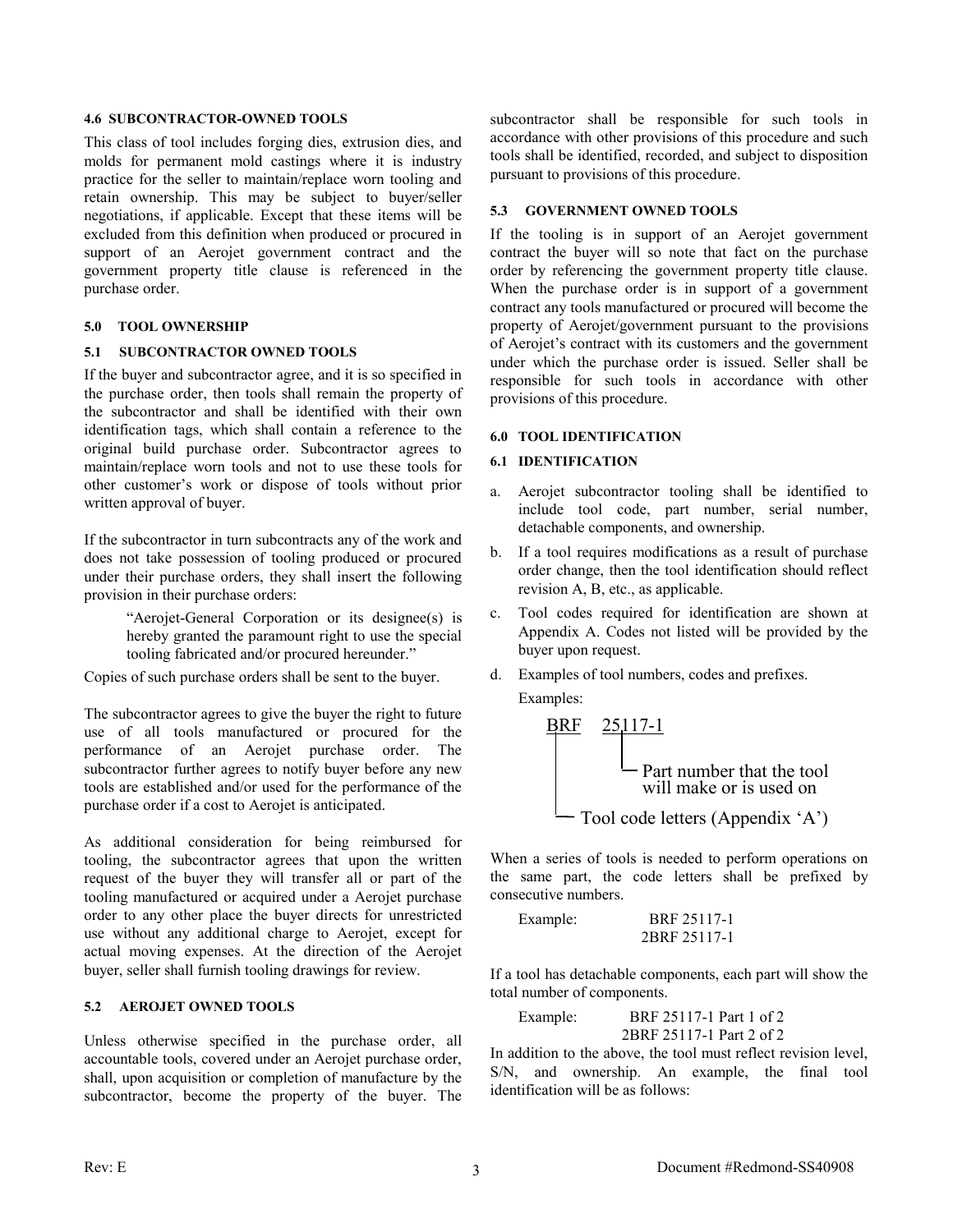#### 4.6 SUBCONTRACTOR-OWNED TOOLS

This class of tool includes forging dies, extrusion dies, and molds for permanent mold castings where it is industry practice for the seller to maintain/replace worn tooling and retain ownership. This may be subject to buyer/seller negotiations, if applicable. Except that these items will be excluded from this definition when produced or procured in support of an Aerojet government contract and the government property title clause is referenced in the purchase order.

### 5.0 TOOL OWNERSHIP

#### 5.1 SUBCONTRACTOR OWNED TOOLS

If the buyer and subcontractor agree, and it is so specified in the purchase order, then tools shall remain the property of the subcontractor and shall be identified with their own identification tags, which shall contain a reference to the original build purchase order. Subcontractor agrees to maintain/replace worn tools and not to use these tools for other customer's work or dispose of tools without prior written approval of buyer.

If the subcontractor in turn subcontracts any of the work and does not take possession of tooling produced or procured under their purchase orders, they shall insert the following provision in their purchase orders:

> "Aerojet-General Corporation or its designee(s) is hereby granted the paramount right to use the special tooling fabricated and/or procured hereunder."

Copies of such purchase orders shall be sent to the buyer.

The subcontractor agrees to give the buyer the right to future use of all tools manufactured or procured for the performance of an Aerojet purchase order. The subcontractor further agrees to notify buyer before any new tools are established and/or used for the performance of the purchase order if a cost to Aerojet is anticipated.

As additional consideration for being reimbursed for tooling, the subcontractor agrees that upon the written request of the buyer they will transfer all or part of the tooling manufactured or acquired under a Aerojet purchase order to any other place the buyer directs for unrestricted use without any additional charge to Aerojet, except for actual moving expenses. At the direction of the Aerojet buyer, seller shall furnish tooling drawings for review.

#### 5.2 AEROJET OWNED TOOLS

Unless otherwise specified in the purchase order, all accountable tools, covered under an Aerojet purchase order, shall, upon acquisition or completion of manufacture by the subcontractor, become the property of the buyer. The subcontractor shall be responsible for such tools in accordance with other provisions of this procedure and such tools shall be identified, recorded, and subject to disposition pursuant to provisions of this procedure.

#### 5.3 GOVERNMENT OWNED TOOLS

If the tooling is in support of an Aerojet government contract the buyer will so note that fact on the purchase order by referencing the government property title clause. When the purchase order is in support of a government contract any tools manufactured or procured will become the property of Aerojet/government pursuant to the provisions of Aerojet's contract with its customers and the government under which the purchase order is issued. Seller shall be responsible for such tools in accordance with other provisions of this procedure.

### 6.0 TOOL IDENTIFICATION

#### 6.1 IDENTIFICATION

a. Aerojet subcontractor tooling shall be identified to include tool code, part number, serial number, detachable components, and ownership.
b. If a tool requires modifications as a result of purchase order change, then the tool identification should reflect revision A, B, etc., as applicable.
c. Tool codes required for identification are shown at Appendix A. Codes not listed will be provided by the buyer upon request.
d. Examples of tool numbers, codes and prefixes.

Examples:

```
BRF    25117-1
 |      |
 |      └─ Part number that the tool
 |         will make or is used on
 |
 └─ Tool code letters (Appendix 'A')
```

When a series of tools is needed to perform operations on the same part, the code letters shall be prefixed by consecutive numbers.

Example: BRF 25117-1
2BRF 25117-1

If a tool has detachable components, each part will show the total number of components.

Example: BRF 25117-1 Part 1 of 2
2BRF 25117-1 Part 2 of 2

In addition to the above, the tool must reflect revision level, S/N, and ownership. An example, the final tool identification will be as follows: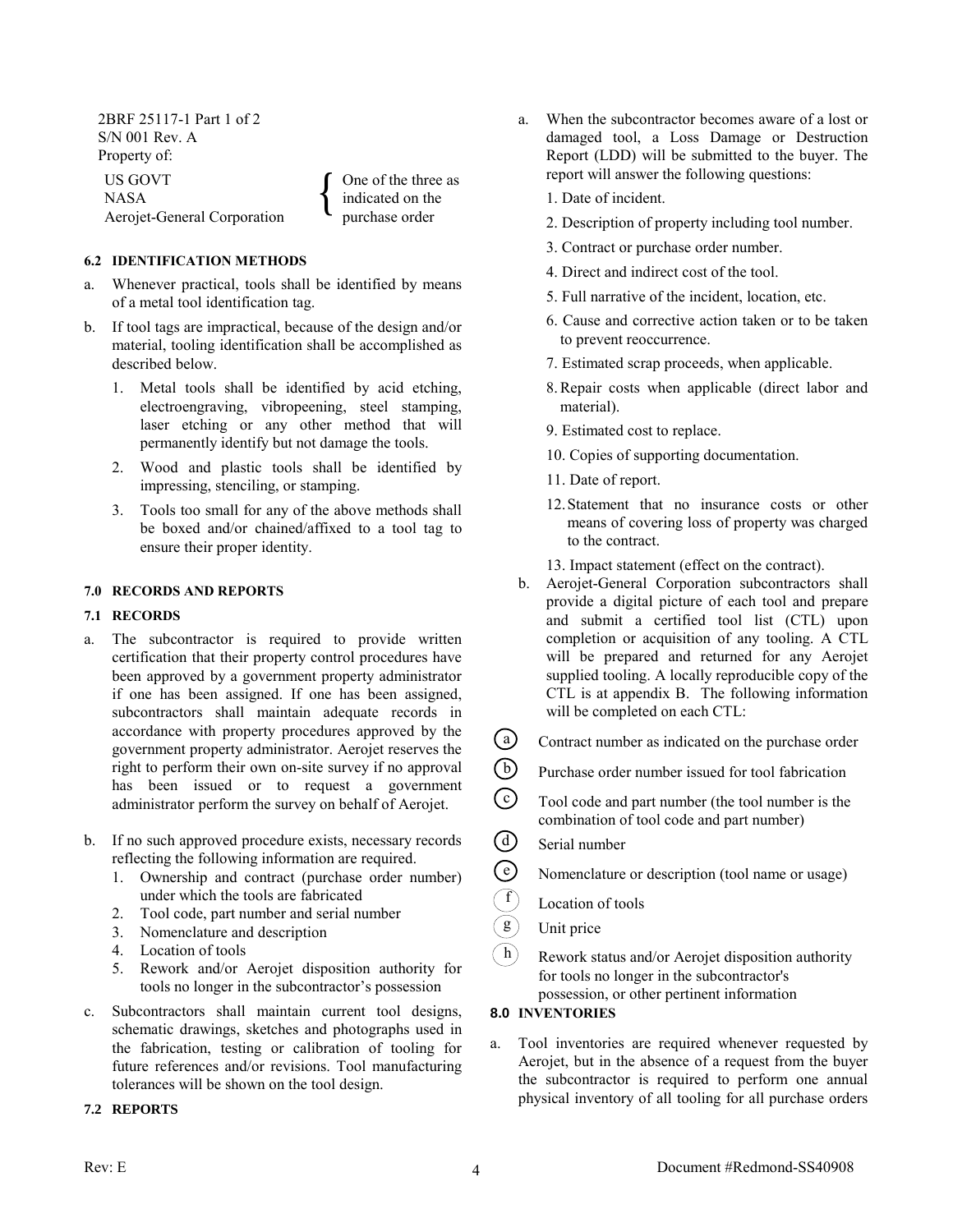2BRF 25117-1 Part 1 of 2
S/N 001 Rev. A
Property of:

US GOVT
NASA
Aerojet-General Corporation

{ One of the three as indicated on the purchase order

### 6.2 IDENTIFICATION METHODS

a. Whenever practical, tools shall be identified by means of a metal tool identification tag.

b. If tool tags are impractical, because of the design and/or material, tooling identification shall be accomplished as described below.

   1. Metal tools shall be identified by acid etching, electroengraving, vibropeening, steel stamping, laser etching or any other method that will permanently identify but not damage the tools.

   2. Wood and plastic tools shall be identified by impressing, stenciling, or stamping.

   3. Tools too small for any of the above methods shall be boxed and/or chained/affixed to a tool tag to ensure their proper identity.

## 7.0 RECORDS AND REPORTS

### 7.1 RECORDS

a. The subcontractor is required to provide written certification that their property control procedures have been approved by a government property administrator if one has been assigned. If one has been assigned, subcontractors shall maintain adequate records in accordance with property procedures approved by the government property administrator. Aerojet reserves the right to perform their own on-site survey if no approval has been issued or to request a government administrator perform the survey on behalf of Aerojet.

b. If no such approved procedure exists, necessary records reflecting the following information are required.
   1. Ownership and contract (purchase order number) under which the tools are fabricated
   2. Tool code, part number and serial number
   3. Nomenclature and description
   4. Location of tools
   5. Rework and/or Aerojet disposition authority for tools no longer in the subcontractor's possession

c. Subcontractors shall maintain current tool designs, schematic drawings, sketches and photographs used in the fabrication, testing or calibration of tooling for future references and/or revisions. Tool manufacturing tolerances will be shown on the tool design.

### 7.2 REPORTS

a. When the subcontractor becomes aware of a lost or damaged tool, a Loss Damage or Destruction Report (LDD) will be submitted to the buyer. The report will answer the following questions:
   1. Date of incident.
   2. Description of property including tool number.
   3. Contract or purchase order number.
   4. Direct and indirect cost of the tool.
   5. Full narrative of the incident, location, etc.
   6. Cause and corrective action taken or to be taken to prevent reoccurrence.
   7. Estimated scrap proceeds, when applicable.
   8. Repair costs when applicable (direct labor and material).
   9. Estimated cost to replace.
   10. Copies of supporting documentation.
   11. Date of report.
   12. Statement that no insurance costs or other means of covering loss of property was charged to the contract.
   13. Impact statement (effect on the contract).

b. Aerojet-General Corporation subcontractors shall provide a digital picture of each tool and prepare and submit a certified tool list (CTL) upon completion or acquisition of any tooling. A CTL will be prepared and returned for any Aerojet supplied tooling. A locally reproducible copy of the CTL is at appendix B. The following information will be completed on each CTL:

(a) Contract number as indicated on the purchase order
(b) Purchase order number issued for tool fabrication
(c) Tool code and part number (the tool number is the combination of tool code and part number)
(d) Serial number
(e) Nomenclature or description (tool name or usage)
(f) Location of tools
(g) Unit price
(h) Rework status and/or Aerojet disposition authority for tools no longer in the subcontractor's possession, or other pertinent information

## 8.0 INVENTORIES

a. Tool inventories are required whenever requested by Aerojet, but in the absence of a request from the buyer the subcontractor is required to perform one annual physical inventory of all tooling for all purchase orders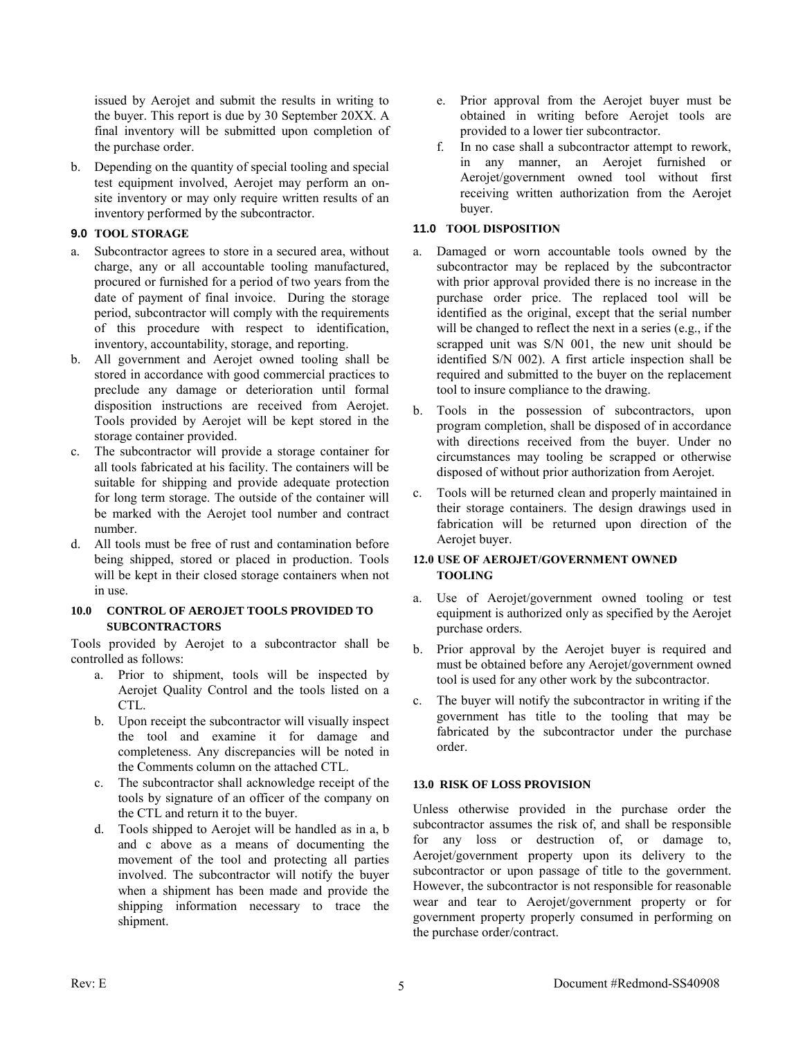issued by Aerojet and submit the results in writing to the buyer. This report is due by 30 September 20XX. A final inventory will be submitted upon completion of the purchase order.

b. Depending on the quantity of special tooling and special test equipment involved, Aerojet may perform an on-site inventory or may only require written results of an inventory performed by the subcontractor.

### 9.0 TOOL STORAGE

a. Subcontractor agrees to store in a secured area, without charge, any or all accountable tooling manufactured, procured or furnished for a period of two years from the date of payment of final invoice. During the storage period, subcontractor will comply with the requirements of this procedure with respect to identification, inventory, accountability, storage, and reporting.

b. All government and Aerojet owned tooling shall be stored in accordance with good commercial practices to preclude any damage or deterioration until formal disposition instructions are received from Aerojet. Tools provided by Aerojet will be kept stored in the storage container provided.

c. The subcontractor will provide a storage container for all tools fabricated at his facility. The containers will be suitable for shipping and provide adequate protection for long term storage. The outside of the container will be marked with the Aerojet tool number and contract number.

d. All tools must be free of rust and contamination before being shipped, stored or placed in production. Tools will be kept in their closed storage containers when not in use.

### 10.0 CONTROL OF AEROJET TOOLS PROVIDED TO SUBCONTRACTORS

Tools provided by Aerojet to a subcontractor shall be controlled as follows:

a. Prior to shipment, tools will be inspected by Aerojet Quality Control and the tools listed on a CTL.

b. Upon receipt the subcontractor will visually inspect the tool and examine it for damage and completeness. Any discrepancies will be noted in the Comments column on the attached CTL.

c. The subcontractor shall acknowledge receipt of the tools by signature of an officer of the company on the CTL and return it to the buyer.

d. Tools shipped to Aerojet will be handled as in a, b and c above as a means of documenting the movement of the tool and protecting all parties involved. The subcontractor will notify the buyer when a shipment has been made and provide the shipping information necessary to trace the shipment.

e. Prior approval from the Aerojet buyer must be obtained in writing before Aerojet tools are provided to a lower tier subcontractor.

f. In no case shall a subcontractor attempt to rework, in any manner, an Aerojet furnished or Aerojet/government owned tool without first receiving written authorization from the Aerojet buyer.

### 11.0 TOOL DISPOSITION

a. Damaged or worn accountable tools owned by the subcontractor may be replaced by the subcontractor with prior approval provided there is no increase in the purchase order price. The replaced tool will be identified as the original, except that the serial number will be changed to reflect the next in a series (e.g., if the scrapped unit was S/N 001, the new unit should be identified S/N 002). A first article inspection shall be required and submitted to the buyer on the replacement tool to insure compliance to the drawing.

b. Tools in the possession of subcontractors, upon program completion, shall be disposed of in accordance with directions received from the buyer. Under no circumstances may tooling be scrapped or otherwise disposed of without prior authorization from Aerojet.

c. Tools will be returned clean and properly maintained in their storage containers. The design drawings used in fabrication will be returned upon direction of the Aerojet buyer.

### 12.0 USE OF AEROJET/GOVERNMENT OWNED TOOLING

a. Use of Aerojet/government owned tooling or test equipment is authorized only as specified by the Aerojet purchase orders.

b. Prior approval by the Aerojet buyer is required and must be obtained before any Aerojet/government owned tool is used for any other work by the subcontractor.

c. The buyer will notify the subcontractor in writing if the government has title to the tooling that may be fabricated by the subcontractor under the purchase order.

### 13.0 RISK OF LOSS PROVISION

Unless otherwise provided in the purchase order the subcontractor assumes the risk of, and shall be responsible for any loss or destruction of, or damage to, Aerojet/government property upon its delivery to the subcontractor or upon passage of title to the government. However, the subcontractor is not responsible for reasonable wear and tear to Aerojet/government property or for government property properly consumed in performing on the purchase order/contract.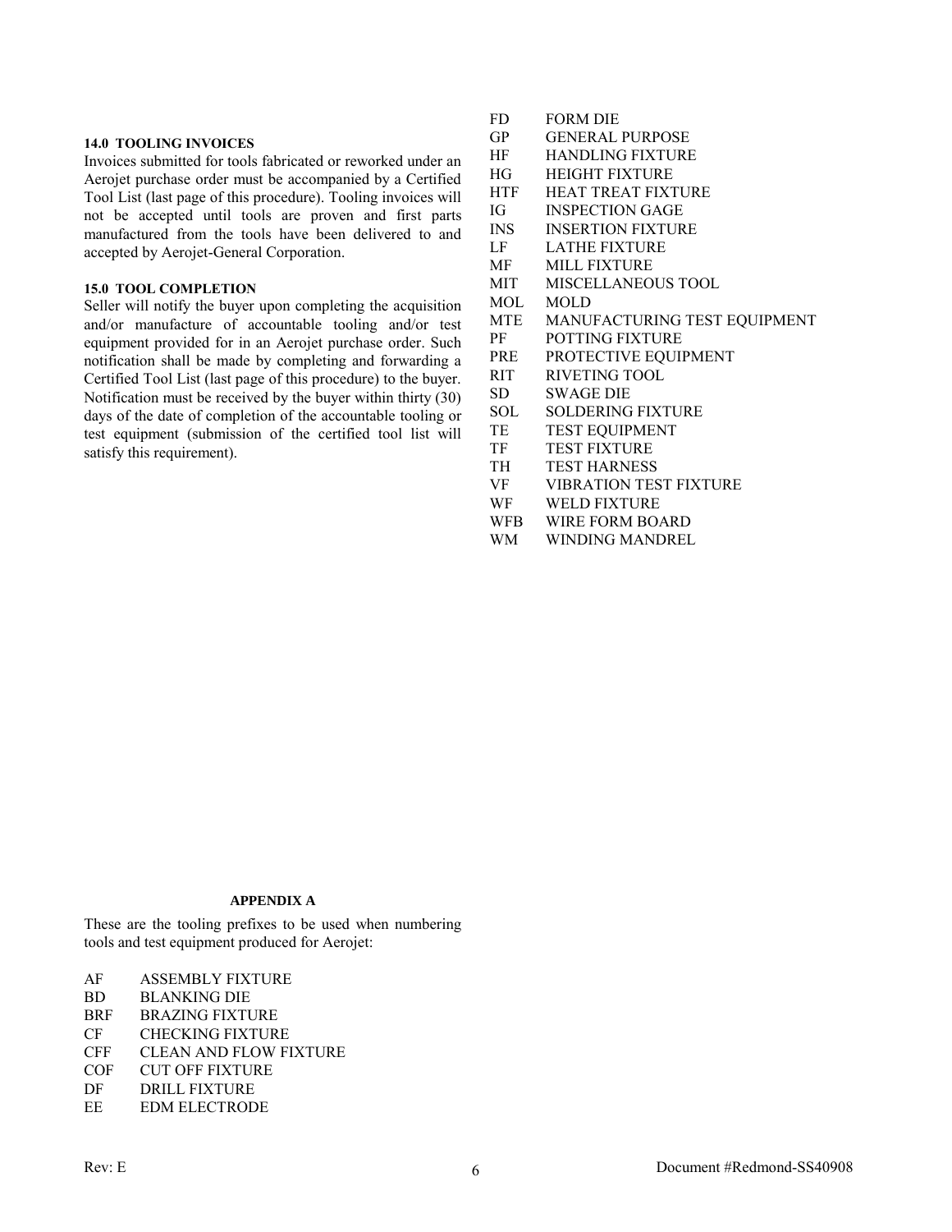#### 14.0 TOOLING INVOICES

Invoices submitted for tools fabricated or reworked under an Aerojet purchase order must be accompanied by a Certified Tool List (last page of this procedure). Tooling invoices will not be accepted until tools are proven and first parts manufactured from the tools have been delivered to and accepted by Aerojet-General Corporation.

#### 15.0 TOOL COMPLETION

Seller will notify the buyer upon completing the acquisition and/or manufacture of accountable tooling and/or test equipment provided for in an Aerojet purchase order. Such notification shall be made by completing and forwarding a Certified Tool List (last page of this procedure) to the buyer. Notification must be received by the buyer within thirty (30) days of the date of completion of the accountable tooling or test equipment (submission of the certified tool list will satisfy this requirement).

#### APPENDIX A

These are the tooling prefixes to be used when numbering tools and test equipment produced for Aerojet:

| | |
|---|---|
| AF | ASSEMBLY FIXTURE |
| BD | BLANKING DIE |
| BRF | BRAZING FIXTURE |
| CF | CHECKING FIXTURE |
| CFF | CLEAN AND FLOW FIXTURE |
| COF | CUT OFF FIXTURE |
| DF | DRILL FIXTURE |
| EE | EDM ELECTRODE |
| FD | FORM DIE |
| GP | GENERAL PURPOSE |
| HF | HANDLING FIXTURE |
| HG | HEIGHT FIXTURE |
| HTF | HEAT TREAT FIXTURE |
| IG | INSPECTION GAGE |
| INS | INSERTION FIXTURE |
| LF | LATHE FIXTURE |
| MF | MILL FIXTURE |
| MIT | MISCELLANEOUS TOOL |
| MOL | MOLD |
| MTE | MANUFACTURING TEST EQUIPMENT |
| PF | POTTING FIXTURE |
| PRE | PROTECTIVE EQUIPMENT |
| RIT | RIVETING TOOL |
| SD | SWAGE DIE |
| SOL | SOLDERING FIXTURE |
| TE | TEST EQUIPMENT |
| TF | TEST FIXTURE |
| TH | TEST HARNESS |
| VF | VIBRATION TEST FIXTURE |
| WF | WELD FIXTURE |
| WFB | WIRE FORM BOARD |
| WM | WINDING MANDREL |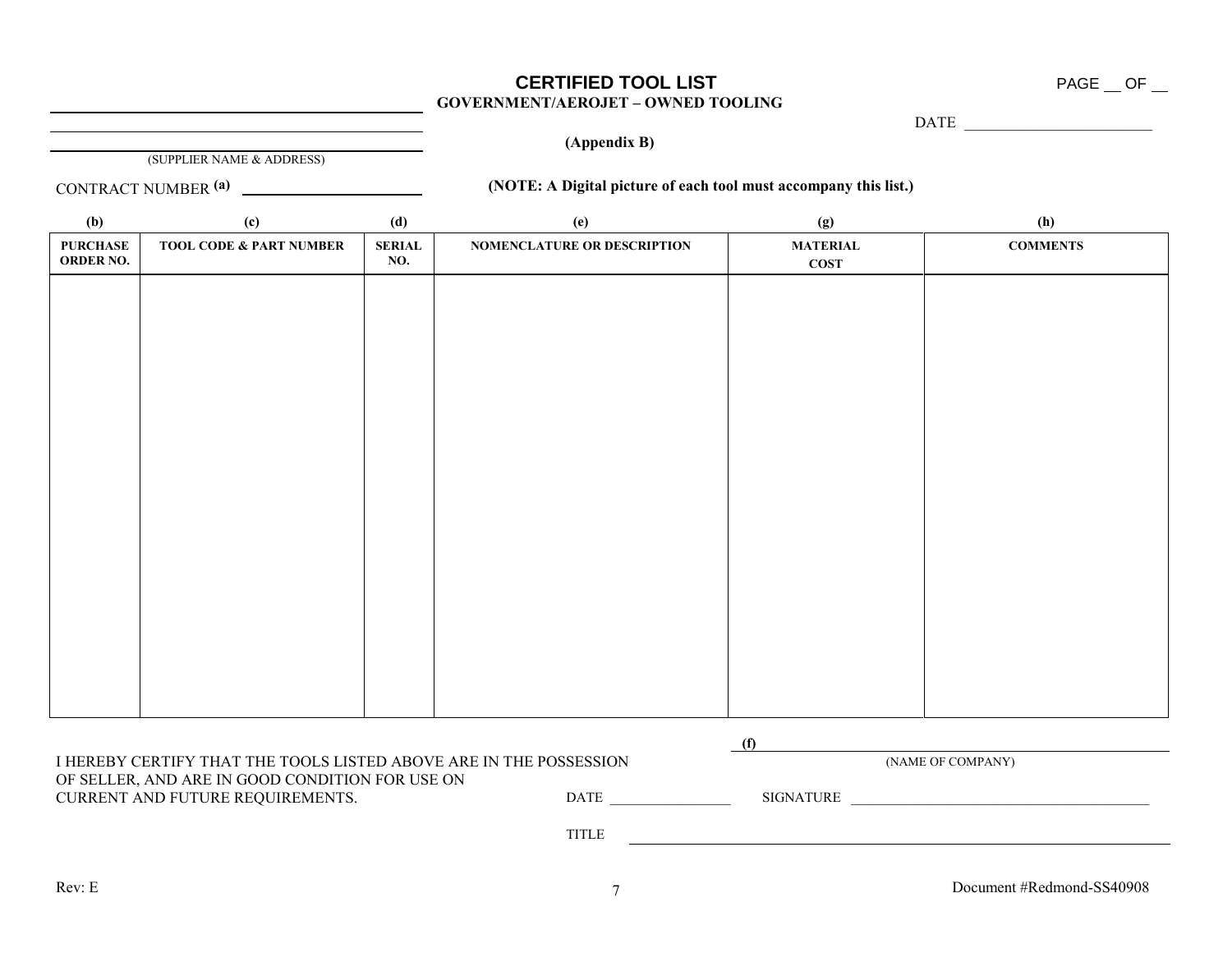# CERTIFIED TOOL LIST

**GOVERNMENT/AEROJET – OWNED TOOLING**

PAGE __ OF __

DATE ________________________

**(Appendix B)**

______________________________________

______________________________________

______________________________________

(SUPPLIER NAME & ADDRESS)

CONTRACT NUMBER (a) ____________________

**(NOTE: A Digital picture of each tool must accompany this list.)**

| (b) PURCHASE ORDER NO. | (c) TOOL CODE & PART NUMBER | (d) SERIAL NO. | (e) NOMENCLATURE OR DESCRIPTION | (g) MATERIAL COST | (h) COMMENTS |
|---|---|---|---|---|---|
| | | | | | |

I HEREBY CERTIFY THAT THE TOOLS LISTED ABOVE ARE IN THE POSSESSION OF SELLER, AND ARE IN GOOD CONDITION FOR USE ON CURRENT AND FUTURE REQUIREMENTS.

(f) ______________________________________

(NAME OF COMPANY)

DATE ________________ SIGNATURE ______________________________________

TITLE ______________________________________

Rev: E

Document #Redmond-SS40908